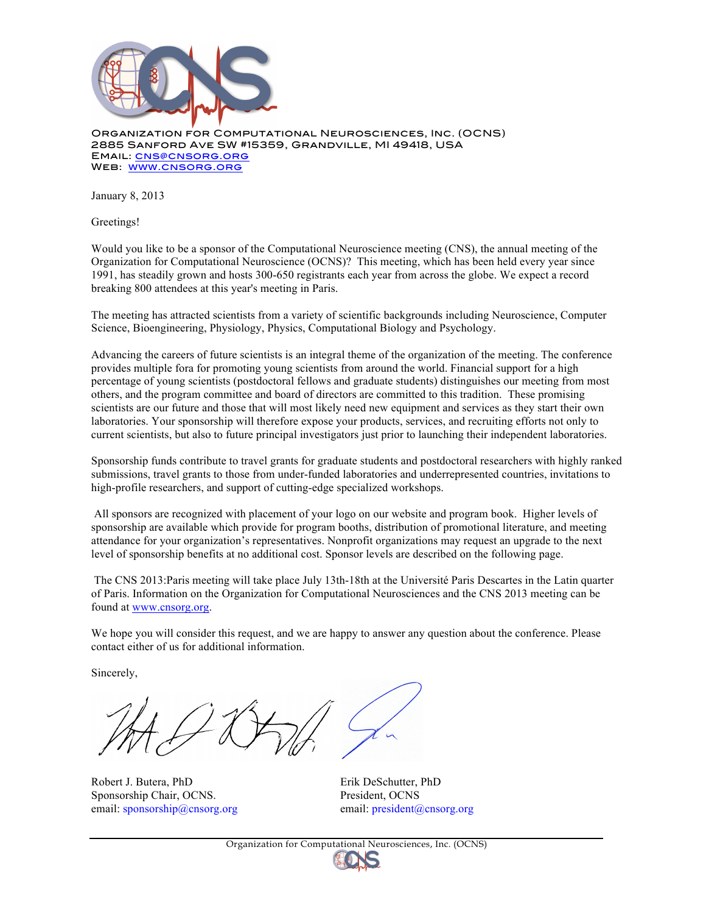ORGANIZATION FOR COMPUTATIONAL NEUROSCIENCES, INC. (OCNS)
2885 SANFORD AVE SW #15359, GRANDVILLE, MI 49418, USA
EMAIL: CNS@CNSORG.ORG
WEB: WWW.CNSORG.ORG

January 8, 2013

Greetings!

Would you like to be a sponsor of the Computational Neuroscience meeting (CNS), the annual meeting of the Organization for Computational Neuroscience (OCNS)? This meeting, which has been held every year since 1991, has steadily grown and hosts 300-650 registrants each year from across the globe. We expect a record breaking 800 attendees at this year's meeting in Paris.

The meeting has attracted scientists from a variety of scientific backgrounds including Neuroscience, Computer Science, Bioengineering, Physiology, Physics, Computational Biology and Psychology.

Advancing the careers of future scientists is an integral theme of the organization of the meeting. The conference provides multiple fora for promoting young scientists from around the world. Financial support for a high percentage of young scientists (postdoctoral fellows and graduate students) distinguishes our meeting from most others, and the program committee and board of directors are committed to this tradition. These promising scientists are our future and those that will most likely need new equipment and services as they start their own laboratories. Your sponsorship will therefore expose your products, services, and recruiting efforts not only to current scientists, but also to future principal investigators just prior to launching their independent laboratories.

Sponsorship funds contribute to travel grants for graduate students and postdoctoral researchers with highly ranked submissions, travel grants to those from under-funded laboratories and underrepresented countries, invitations to high-profile researchers, and support of cutting-edge specialized workshops.

All sponsors are recognized with placement of your logo on our website and program book. Higher levels of sponsorship are available which provide for program booths, distribution of promotional literature, and meeting attendance for your organization's representatives. Nonprofit organizations may request an upgrade to the next level of sponsorship benefits at no additional cost. Sponsor levels are described on the following page.

The CNS 2013:Paris meeting will take place July 13th-18th at the Université Paris Descartes in the Latin quarter of Paris. Information on the Organization for Computational Neurosciences and the CNS 2013 meeting can be found at www.cnsorg.org.

We hope you will consider this request, and we are happy to answer any question about the conference. Please contact either of us for additional information.

Sincerely,

Robert J. Butera, PhD
Sponsorship Chair, OCNS.
email: sponsorship@cnsorg.org

Erik DeSchutter, PhD
President, OCNS
email: president@cnsorg.org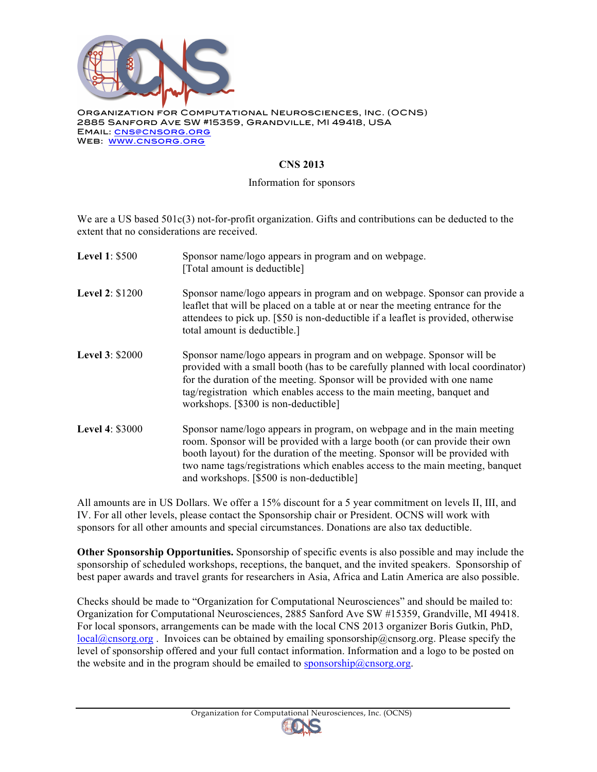ORGANIZATION FOR COMPUTATIONAL NEUROSCIENCES, INC. (OCNS)
2885 SANFORD AVE SW #15359, GRANDVILLE, MI 49418, USA
EMAIL: CNS@CNSORG.ORG
WEB: WWW.CNSORG.ORG

## CNS 2013

Information for sponsors

We are a US based 501c(3) not-for-profit organization. Gifts and contributions can be deducted to the extent that no considerations are received.

| | |
|---|---|
| **Level 1**: $500 | Sponsor name/logo appears in program and on webpage. [Total amount is deductible] |
| **Level 2**: $1200 | Sponsor name/logo appears in program and on webpage. Sponsor can provide a leaflet that will be placed on a table at or near the meeting entrance for the attendees to pick up. [$50 is non-deductible if a leaflet is provided, otherwise total amount is deductible.] |
| **Level 3**: $2000 | Sponsor name/logo appears in program and on webpage. Sponsor will be provided with a small booth (has to be carefully planned with local coordinator) for the duration of the meeting. Sponsor will be provided with one name tag/registration which enables access to the main meeting, banquet and workshops. [$300 is non-deductible] |
| **Level 4**: $3000 | Sponsor name/logo appears in program, on webpage and in the main meeting room. Sponsor will be provided with a large booth (or can provide their own booth layout) for the duration of the meeting. Sponsor will be provided with two name tags/registrations which enables access to the main meeting, banquet and workshops. [$500 is non-deductible] |

All amounts are in US Dollars. We offer a 15% discount for a 5 year commitment on levels II, III, and IV. For all other levels, please contact the Sponsorship chair or President. OCNS will work with sponsors for all other amounts and special circumstances. Donations are also tax deductible.

**Other Sponsorship Opportunities.** Sponsorship of specific events is also possible and may include the sponsorship of scheduled workshops, receptions, the banquet, and the invited speakers. Sponsorship of best paper awards and travel grants for researchers in Asia, Africa and Latin America are also possible.

Checks should be made to "Organization for Computational Neurosciences" and should be mailed to: Organization for Computational Neurosciences, 2885 Sanford Ave SW #15359, Grandville, MI 49418. For local sponsors, arrangements can be made with the local CNS 2013 organizer Boris Gutkin, PhD, local@cnsorg.org . Invoices can be obtained by emailing sponsorship@cnsorg.org. Please specify the level of sponsorship offered and your full contact information. Information and a logo to be posted on the website and in the program should be emailed to sponsorship@cnsorg.org.